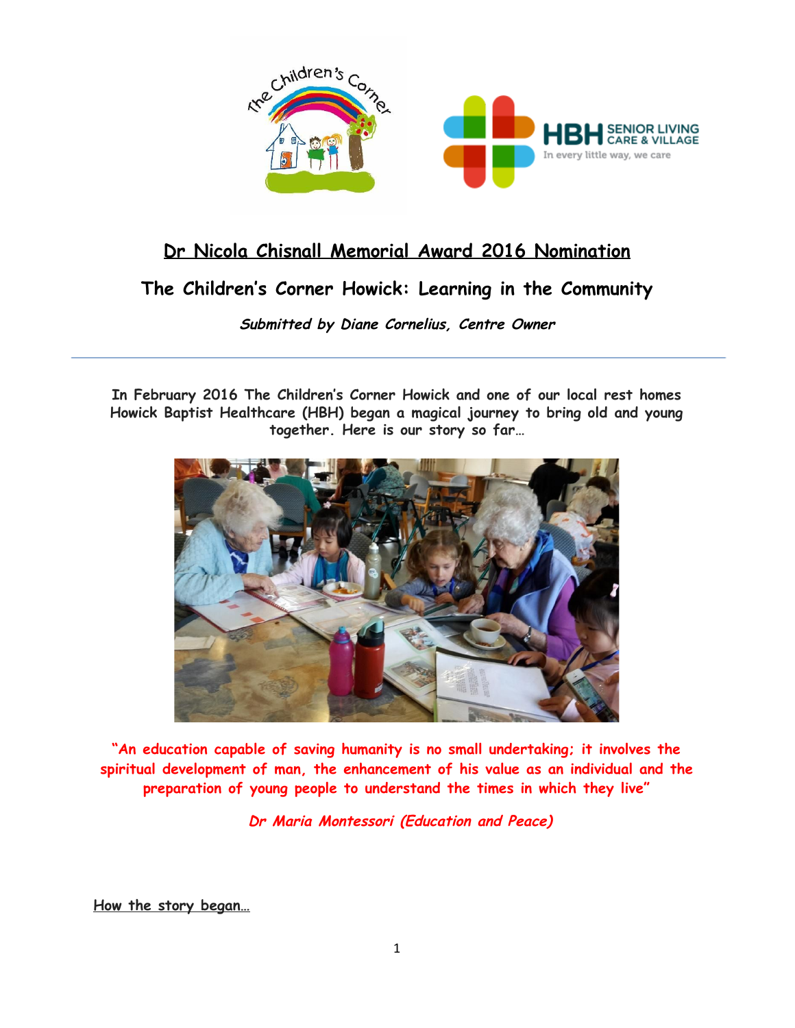# Dr Nicola Chisnall Memorial Award 2016 Nomination

## The Children's Corner Howick: Learning in the Community

***Submitted by Diane Cornelius, Centre Owner***

---

**In February 2016 The Children's Corner Howick and one of our local rest homes Howick Baptist Healthcare (HBH) began a magical journey to bring old and young together. Here is our story so far…**

**"An education capable of saving humanity is no small undertaking; it involves the spiritual development of man, the enhancement of his value as an individual and the preparation of young people to understand the times in which they live"**

***Dr Maria Montessori (Education and Peace)***

**How the story began…**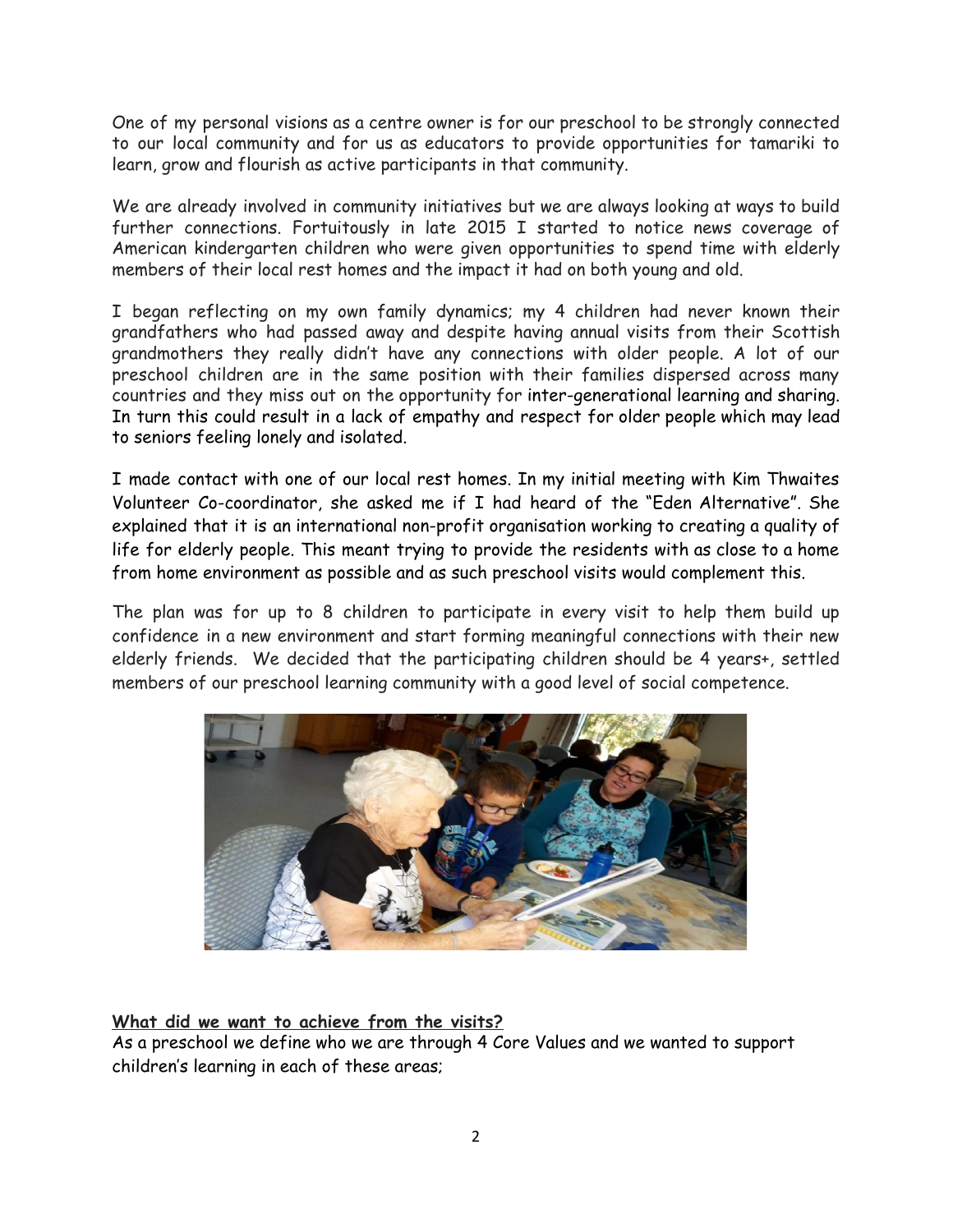One of my personal visions as a centre owner is for our preschool to be strongly connected to our local community and for us as educators to provide opportunities for tamariki to learn, grow and flourish as active participants in that community.

We are already involved in community initiatives but we are always looking at ways to build further connections. Fortuitously in late 2015 I started to notice news coverage of American kindergarten children who were given opportunities to spend time with elderly members of their local rest homes and the impact it had on both young and old.

I began reflecting on my own family dynamics; my 4 children had never known their grandfathers who had passed away and despite having annual visits from their Scottish grandmothers they really didn't have any connections with older people. A lot of our preschool children are in the same position with their families dispersed across many countries and they miss out on the opportunity for inter-generational learning and sharing. In turn this could result in a lack of empathy and respect for older people which may lead to seniors feeling lonely and isolated.

I made contact with one of our local rest homes. In my initial meeting with Kim Thwaites Volunteer Co-coordinator, she asked me if I had heard of the "Eden Alternative". She explained that it is an international non-profit organisation working to creating a quality of life for elderly people. This meant trying to provide the residents with as close to a home from home environment as possible and as such preschool visits would complement this.

The plan was for up to 8 children to participate in every visit to help them build up confidence in a new environment and start forming meaningful connections with their new elderly friends. We decided that the participating children should be 4 years+, settled members of our preschool learning community with a good level of social competence.

**What did we want to achieve from the visits?**

As a preschool we define who we are through 4 Core Values and we wanted to support children's learning in each of these areas;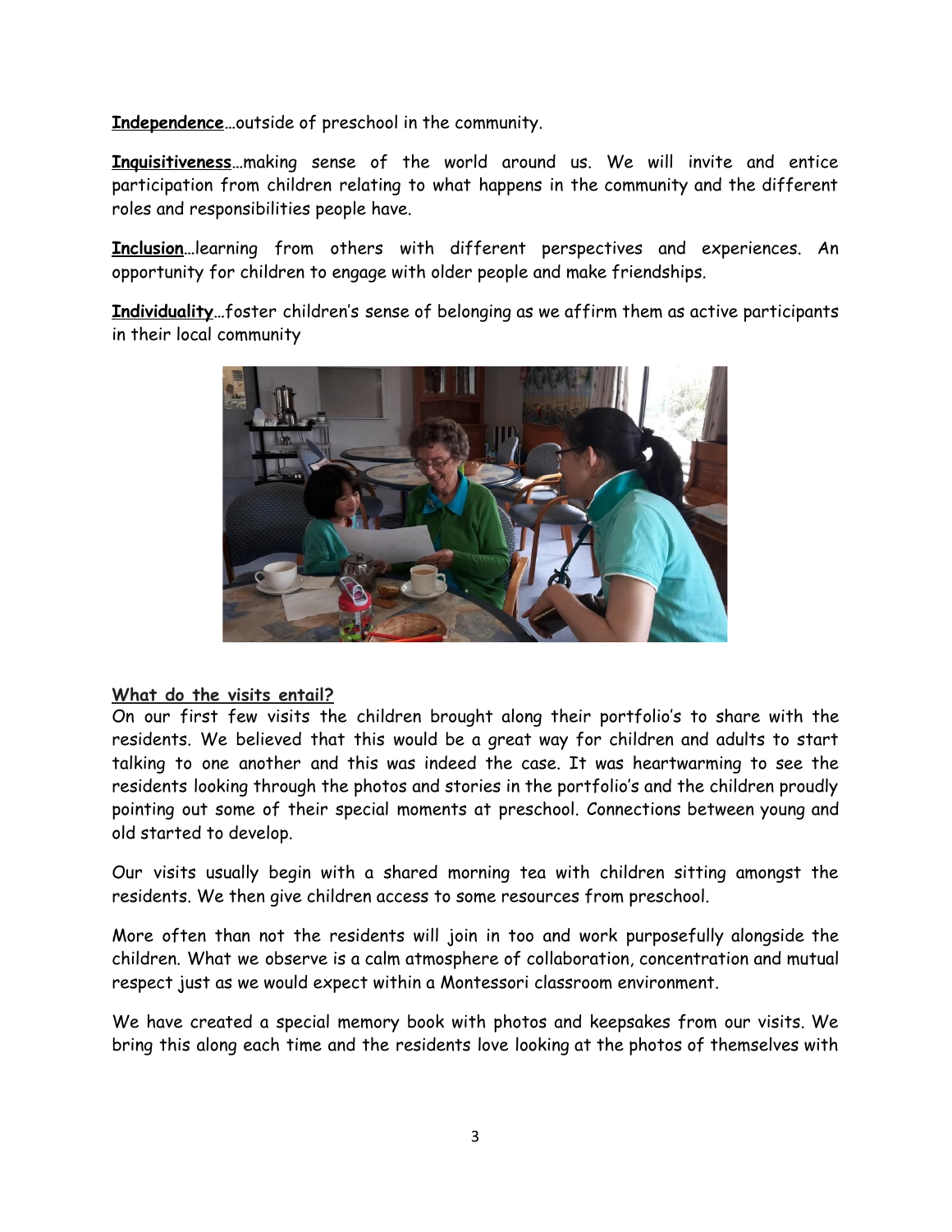**<u>Independence</u>**…outside of preschool in the community.

**<u>Inquisitiveness</u>**…making sense of the world around us. We will invite and entice participation from children relating to what happens in the community and the different roles and responsibilities people have.

**<u>Inclusion</u>**…learning from others with different perspectives and experiences. An opportunity for children to engage with older people and make friendships.

**<u>Individuality</u>**…foster children's sense of belonging as we affirm them as active participants in their local community

**<u>What do the visits entail?</u>**

On our first few visits the children brought along their portfolio's to share with the residents. We believed that this would be a great way for children and adults to start talking to one another and this was indeed the case. It was heartwarming to see the residents looking through the photos and stories in the portfolio's and the children proudly pointing out some of their special moments at preschool. Connections between young and old started to develop.

Our visits usually begin with a shared morning tea with children sitting amongst the residents. We then give children access to some resources from preschool.

More often than not the residents will join in too and work purposefully alongside the children. What we observe is a calm atmosphere of collaboration, concentration and mutual respect just as we would expect within a Montessori classroom environment.

We have created a special memory book with photos and keepsakes from our visits. We bring this along each time and the residents love looking at the photos of themselves with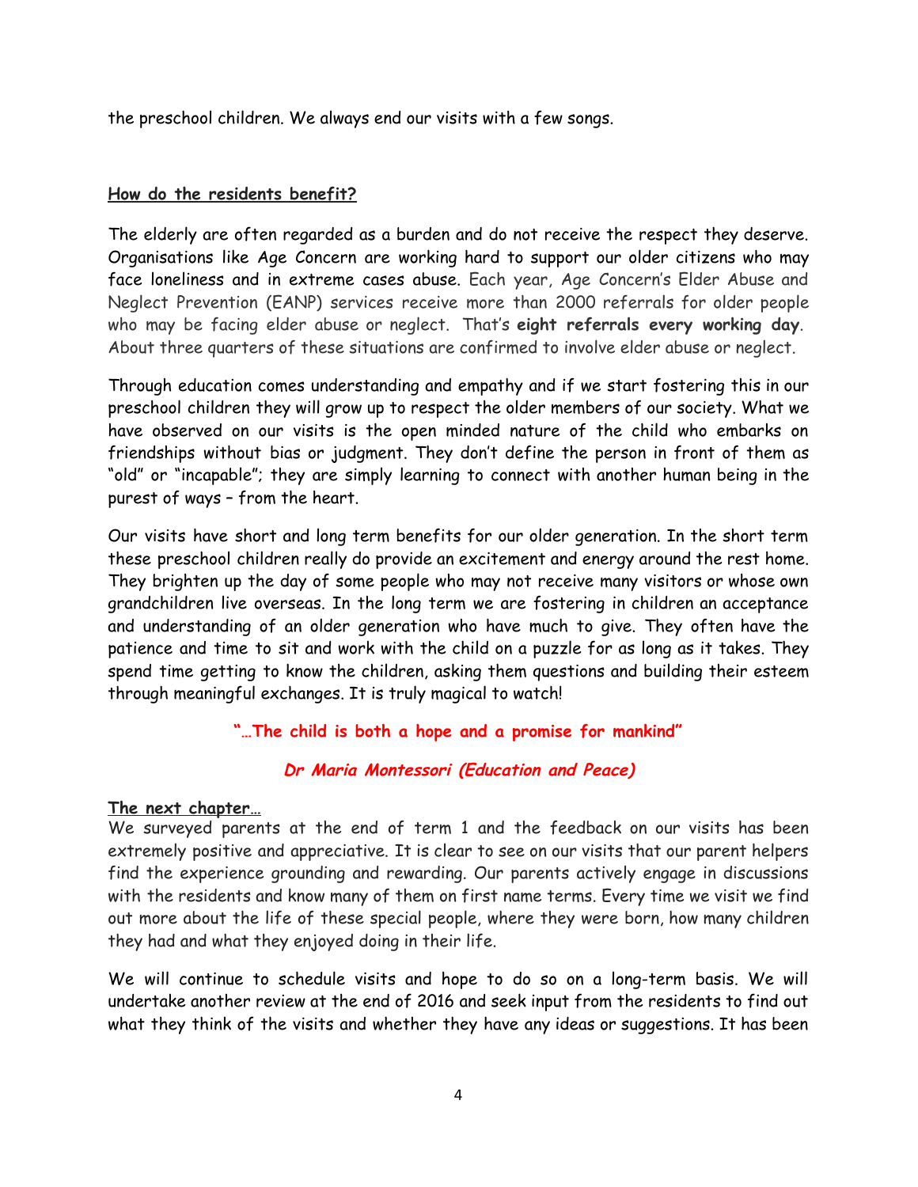the preschool children. We always end our visits with a few songs.

## How do the residents benefit?

The elderly are often regarded as a burden and do not receive the respect they deserve. Organisations like Age Concern are working hard to support our older citizens who may face loneliness and in extreme cases abuse. Each year, Age Concern's Elder Abuse and Neglect Prevention (EANP) services receive more than 2000 referrals for older people who may be facing elder abuse or neglect. That's **eight referrals every working day**. About three quarters of these situations are confirmed to involve elder abuse or neglect.

Through education comes understanding and empathy and if we start fostering this in our preschool children they will grow up to respect the older members of our society. What we have observed on our visits is the open minded nature of the child who embarks on friendships without bias or judgment. They don't define the person in front of them as "old" or "incapable"; they are simply learning to connect with another human being in the purest of ways – from the heart.

Our visits have short and long term benefits for our older generation. In the short term these preschool children really do provide an excitement and energy around the rest home. They brighten up the day of some people who may not receive many visitors or whose own grandchildren live overseas. In the long term we are fostering in children an acceptance and understanding of an older generation who have much to give. They often have the patience and time to sit and work with the child on a puzzle for as long as it takes. They spend time getting to know the children, asking them questions and building their esteem through meaningful exchanges. It is truly magical to watch!

**"…The child is both a hope and a promise for mankind"**

***Dr Maria Montessori (Education and Peace)***

## The next chapter…

We surveyed parents at the end of term 1 and the feedback on our visits has been extremely positive and appreciative. It is clear to see on our visits that our parent helpers find the experience grounding and rewarding. Our parents actively engage in discussions with the residents and know many of them on first name terms. Every time we visit we find out more about the life of these special people, where they were born, how many children they had and what they enjoyed doing in their life.

We will continue to schedule visits and hope to do so on a long-term basis. We will undertake another review at the end of 2016 and seek input from the residents to find out what they think of the visits and whether they have any ideas or suggestions. It has been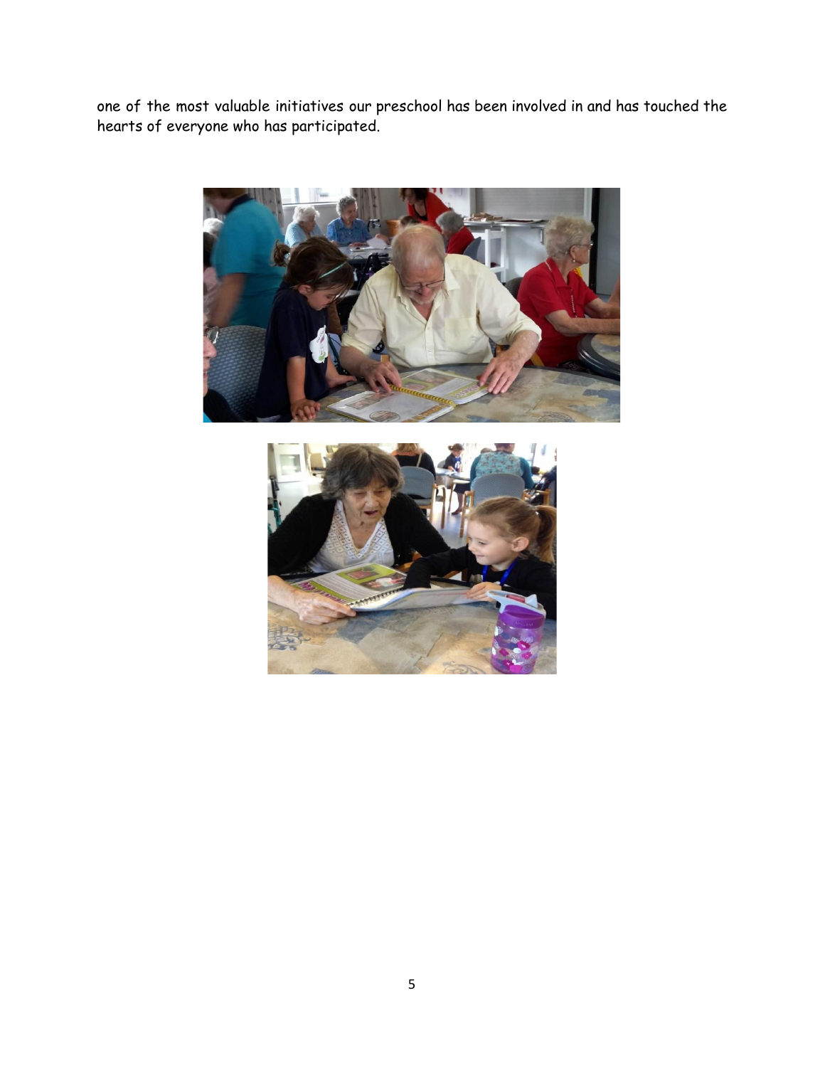one of the most valuable initiatives our preschool has been involved in and has touched the hearts of everyone who has participated.